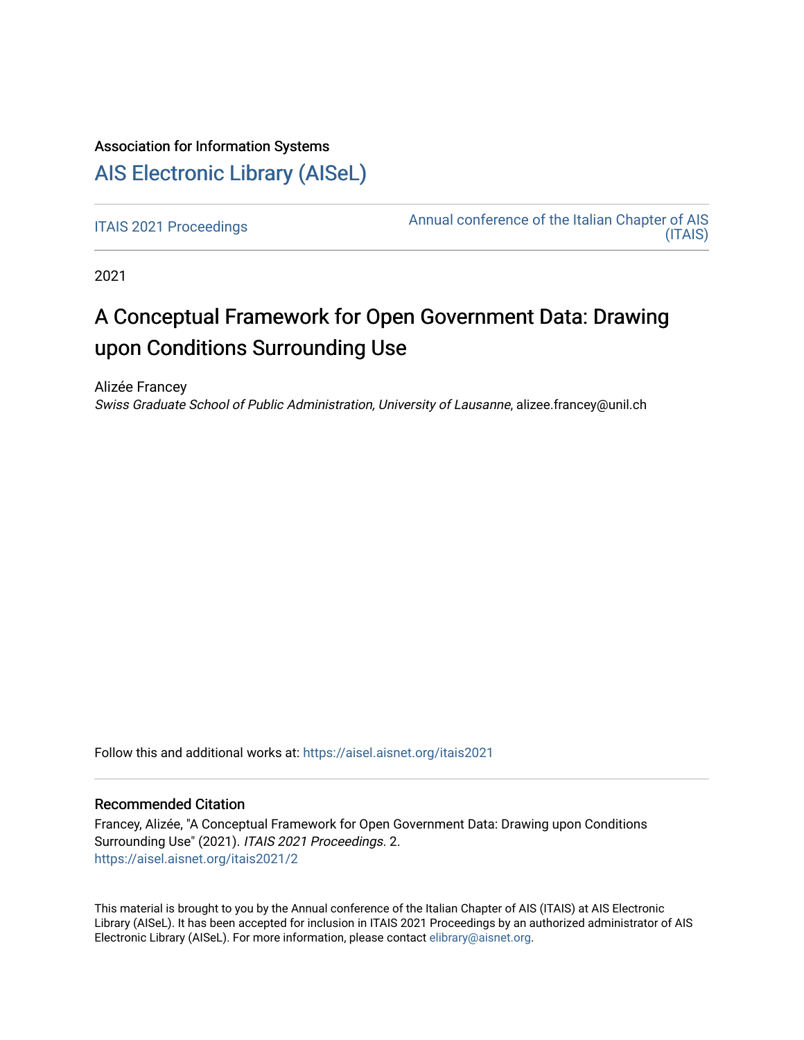Association for Information Systems

# AIS Electronic Library (AISeL)

ITAIS 2021 Proceedings

Annual conference of the Italian Chapter of AIS (ITAIS)

2021

# A Conceptual Framework for Open Government Data: Drawing upon Conditions Surrounding Use

Alizée Francey
*Swiss Graduate School of Public Administration, University of Lausanne*, alizee.francey@unil.ch

Follow this and additional works at: https://aisel.aisnet.org/itais2021

## Recommended Citation

Francey, Alizée, "A Conceptual Framework for Open Government Data: Drawing upon Conditions Surrounding Use" (2021). *ITAIS 2021 Proceedings*. 2.
https://aisel.aisnet.org/itais2021/2

This material is brought to you by the Annual conference of the Italian Chapter of AIS (ITAIS) at AIS Electronic Library (AISeL). It has been accepted for inclusion in ITAIS 2021 Proceedings by an authorized administrator of AIS Electronic Library (AISeL). For more information, please contact elibrary@aisnet.org.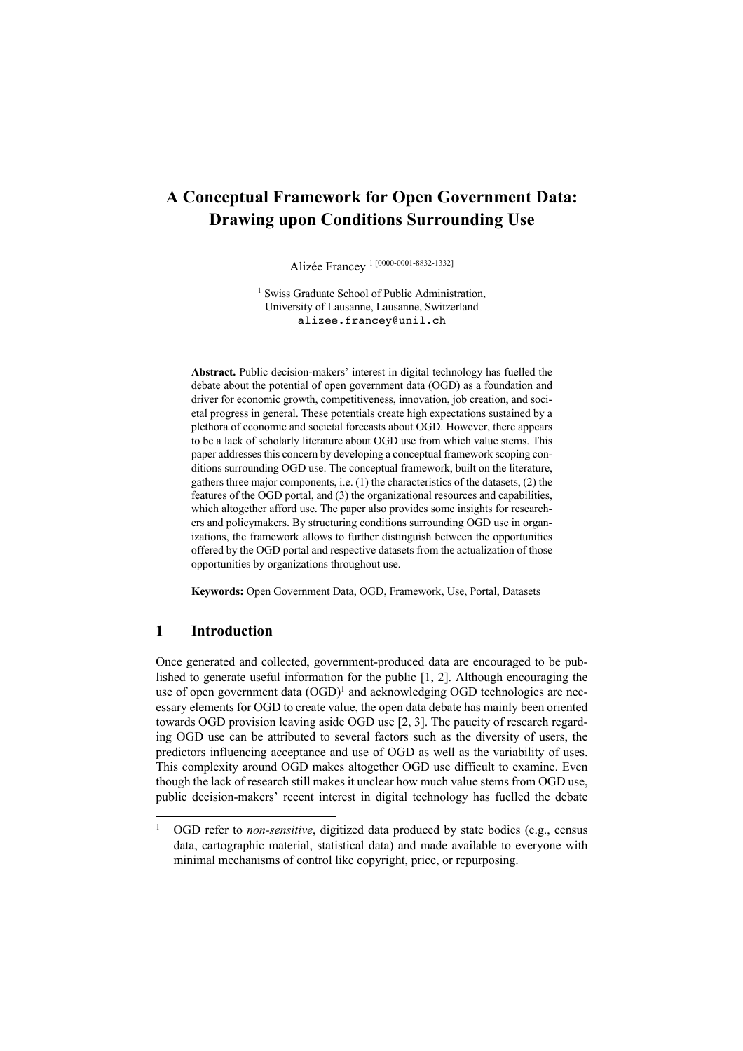# A Conceptual Framework for Open Government Data: Drawing upon Conditions Surrounding Use

Alizée Francey [1 [0000-0001-8832-1332]]

[1] Swiss Graduate School of Public Administration, University of Lausanne, Lausanne, Switzerland
alizee.francey@unil.ch

**Abstract.** Public decision-makers' interest in digital technology has fuelled the debate about the potential of open government data (OGD) as a foundation and driver for economic growth, competitiveness, innovation, job creation, and societal progress in general. These potentials create high expectations sustained by a plethora of economic and societal forecasts about OGD. However, there appears to be a lack of scholarly literature about OGD use from which value stems. This paper addresses this concern by developing a conceptual framework scoping conditions surrounding OGD use. The conceptual framework, built on the literature, gathers three major components, i.e. (1) the characteristics of the datasets, (2) the features of the OGD portal, and (3) the organizational resources and capabilities, which altogether afford use. The paper also provides some insights for researchers and policymakers. By structuring conditions surrounding OGD use in organizations, the framework allows to further distinguish between the opportunities offered by the OGD portal and respective datasets from the actualization of those opportunities by organizations throughout use.

**Keywords:** Open Government Data, OGD, Framework, Use, Portal, Datasets

## 1 Introduction

Once generated and collected, government-produced data are encouraged to be published to generate useful information for the public [1, 2]. Although encouraging the use of open government data (OGD)[1] and acknowledging OGD technologies are necessary elements for OGD to create value, the open data debate has mainly been oriented towards OGD provision leaving aside OGD use [2, 3]. The paucity of research regarding OGD use can be attributed to several factors such as the diversity of users, the predictors influencing acceptance and use of OGD as well as the variability of uses. This complexity around OGD makes altogether OGD use difficult to examine. Even though the lack of research still makes it unclear how much value stems from OGD use, public decision-makers' recent interest in digital technology has fuelled the debate

[1] OGD refer to *non-sensitive*, digitized data produced by state bodies (e.g., census data, cartographic material, statistical data) and made available to everyone with minimal mechanisms of control like copyright, price, or repurposing.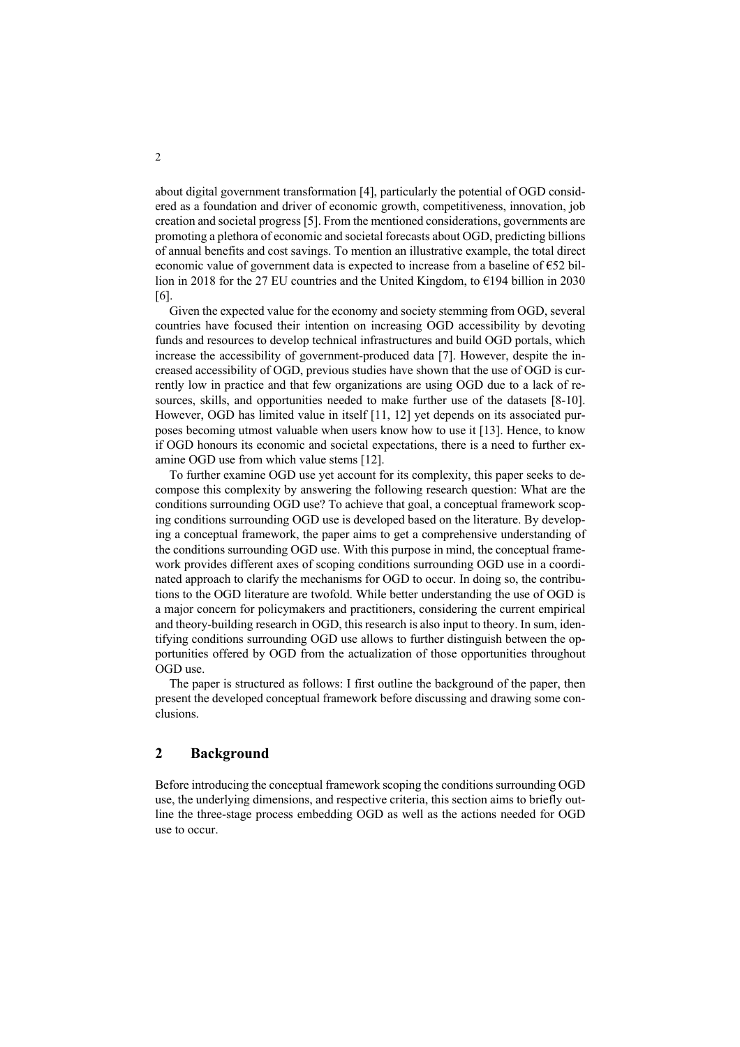about digital government transformation [4], particularly the potential of OGD considered as a foundation and driver of economic growth, competitiveness, innovation, job creation and societal progress [5]. From the mentioned considerations, governments are promoting a plethora of economic and societal forecasts about OGD, predicting billions of annual benefits and cost savings. To mention an illustrative example, the total direct economic value of government data is expected to increase from a baseline of €52 billion in 2018 for the 27 EU countries and the United Kingdom, to €194 billion in 2030 [6].

Given the expected value for the economy and society stemming from OGD, several countries have focused their intention on increasing OGD accessibility by devoting funds and resources to develop technical infrastructures and build OGD portals, which increase the accessibility of government-produced data [7]. However, despite the increased accessibility of OGD, previous studies have shown that the use of OGD is currently low in practice and that few organizations are using OGD due to a lack of resources, skills, and opportunities needed to make further use of the datasets [8-10]. However, OGD has limited value in itself [11, 12] yet depends on its associated purposes becoming utmost valuable when users know how to use it [13]. Hence, to know if OGD honours its economic and societal expectations, there is a need to further examine OGD use from which value stems [12].

To further examine OGD use yet account for its complexity, this paper seeks to decompose this complexity by answering the following research question: What are the conditions surrounding OGD use? To achieve that goal, a conceptual framework scoping conditions surrounding OGD use is developed based on the literature. By developing a conceptual framework, the paper aims to get a comprehensive understanding of the conditions surrounding OGD use. With this purpose in mind, the conceptual framework provides different axes of scoping conditions surrounding OGD use in a coordinated approach to clarify the mechanisms for OGD to occur. In doing so, the contributions to the OGD literature are twofold. While better understanding the use of OGD is a major concern for policymakers and practitioners, considering the current empirical and theory-building research in OGD, this research is also input to theory. In sum, identifying conditions surrounding OGD use allows to further distinguish between the opportunities offered by OGD from the actualization of those opportunities throughout OGD use.

The paper is structured as follows: I first outline the background of the paper, then present the developed conceptual framework before discussing and drawing some conclusions.

## 2 Background

Before introducing the conceptual framework scoping the conditions surrounding OGD use, the underlying dimensions, and respective criteria, this section aims to briefly outline the three-stage process embedding OGD as well as the actions needed for OGD use to occur.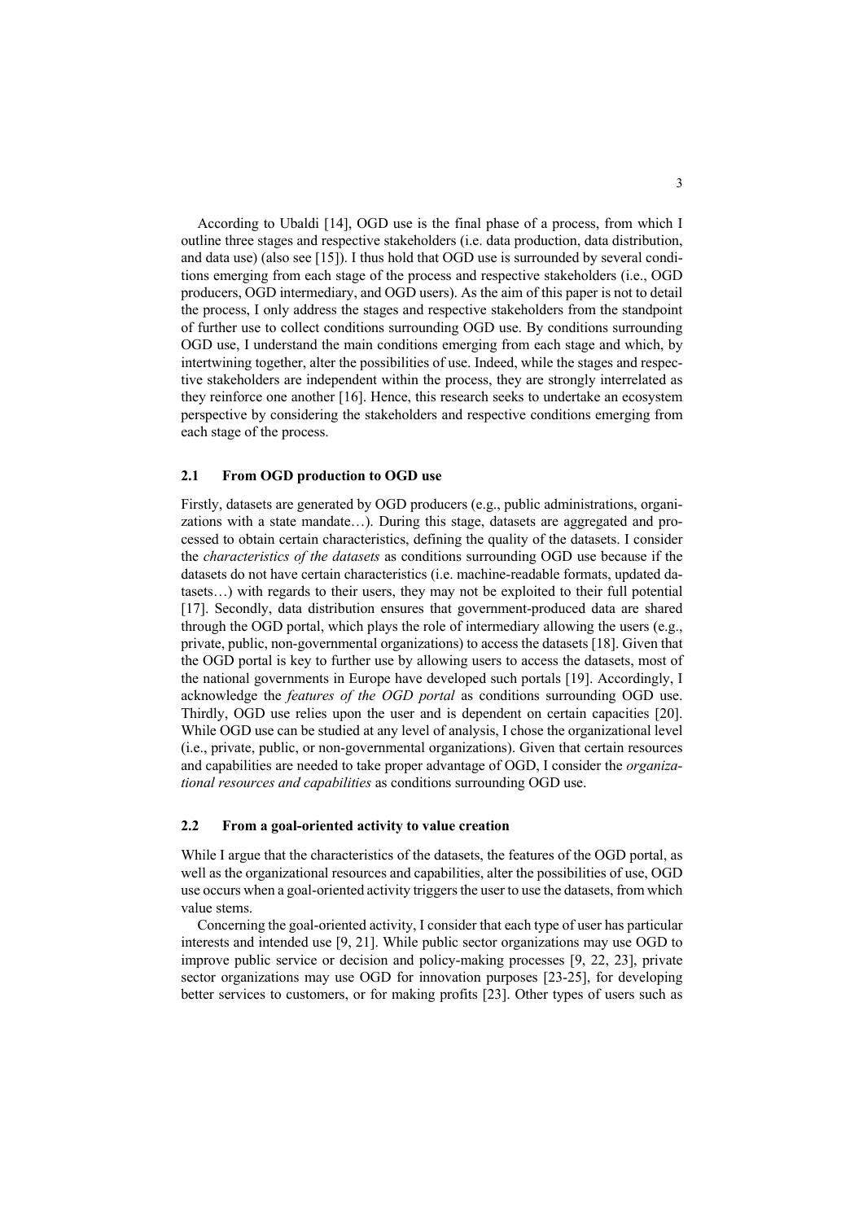According to Ubaldi [14], OGD use is the final phase of a process, from which I outline three stages and respective stakeholders (i.e. data production, data distribution, and data use) (also see [15]). I thus hold that OGD use is surrounded by several conditions emerging from each stage of the process and respective stakeholders (i.e., OGD producers, OGD intermediary, and OGD users). As the aim of this paper is not to detail the process, I only address the stages and respective stakeholders from the standpoint of further use to collect conditions surrounding OGD use. By conditions surrounding OGD use, I understand the main conditions emerging from each stage and which, by intertwining together, alter the possibilities of use. Indeed, while the stages and respective stakeholders are independent within the process, they are strongly interrelated as they reinforce one another [16]. Hence, this research seeks to undertake an ecosystem perspective by considering the stakeholders and respective conditions emerging from each stage of the process.

### 2.1 From OGD production to OGD use

Firstly, datasets are generated by OGD producers (e.g., public administrations, organizations with a state mandate…). During this stage, datasets are aggregated and processed to obtain certain characteristics, defining the quality of the datasets. I consider the *characteristics of the datasets* as conditions surrounding OGD use because if the datasets do not have certain characteristics (i.e. machine-readable formats, updated datasets…) with regards to their users, they may not be exploited to their full potential [17]. Secondly, data distribution ensures that government-produced data are shared through the OGD portal, which plays the role of intermediary allowing the users (e.g., private, public, non-governmental organizations) to access the datasets [18]. Given that the OGD portal is key to further use by allowing users to access the datasets, most of the national governments in Europe have developed such portals [19]. Accordingly, I acknowledge the *features of the OGD portal* as conditions surrounding OGD use. Thirdly, OGD use relies upon the user and is dependent on certain capacities [20]. While OGD use can be studied at any level of analysis, I chose the organizational level (i.e., private, public, or non-governmental organizations). Given that certain resources and capabilities are needed to take proper advantage of OGD, I consider the *organizational resources and capabilities* as conditions surrounding OGD use.

### 2.2 From a goal-oriented activity to value creation

While I argue that the characteristics of the datasets, the features of the OGD portal, as well as the organizational resources and capabilities, alter the possibilities of use, OGD use occurs when a goal-oriented activity triggers the user to use the datasets, from which value stems.

Concerning the goal-oriented activity, I consider that each type of user has particular interests and intended use [9, 21]. While public sector organizations may use OGD to improve public service or decision and policy-making processes [9, 22, 23], private sector organizations may use OGD for innovation purposes [23-25], for developing better services to customers, or for making profits [23]. Other types of users such as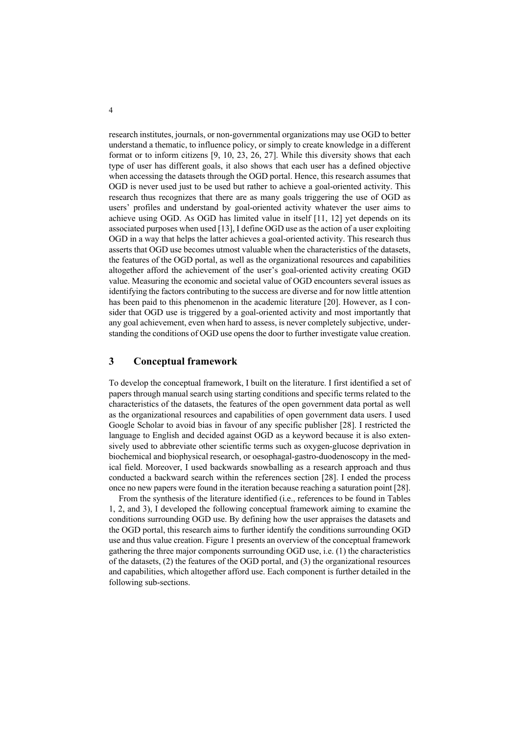research institutes, journals, or non-governmental organizations may use OGD to better understand a thematic, to influence policy, or simply to create knowledge in a different format or to inform citizens [9, 10, 23, 26, 27]. While this diversity shows that each type of user has different goals, it also shows that each user has a defined objective when accessing the datasets through the OGD portal. Hence, this research assumes that OGD is never used just to be used but rather to achieve a goal-oriented activity. This research thus recognizes that there are as many goals triggering the use of OGD as users' profiles and understand by goal-oriented activity whatever the user aims to achieve using OGD. As OGD has limited value in itself [11, 12] yet depends on its associated purposes when used [13], I define OGD use as the action of a user exploiting OGD in a way that helps the latter achieves a goal-oriented activity. This research thus asserts that OGD use becomes utmost valuable when the characteristics of the datasets, the features of the OGD portal, as well as the organizational resources and capabilities altogether afford the achievement of the user's goal-oriented activity creating OGD value. Measuring the economic and societal value of OGD encounters several issues as identifying the factors contributing to the success are diverse and for now little attention has been paid to this phenomenon in the academic literature [20]. However, as I consider that OGD use is triggered by a goal-oriented activity and most importantly that any goal achievement, even when hard to assess, is never completely subjective, understanding the conditions of OGD use opens the door to further investigate value creation.

## 3 Conceptual framework

To develop the conceptual framework, I built on the literature. I first identified a set of papers through manual search using starting conditions and specific terms related to the characteristics of the datasets, the features of the open government data portal as well as the organizational resources and capabilities of open government data users. I used Google Scholar to avoid bias in favour of any specific publisher [28]. I restricted the language to English and decided against OGD as a keyword because it is also extensively used to abbreviate other scientific terms such as oxygen-glucose deprivation in biochemical and biophysical research, or oesophagal-gastro-duodenoscopy in the medical field. Moreover, I used backwards snowballing as a research approach and thus conducted a backward search within the references section [28]. I ended the process once no new papers were found in the iteration because reaching a saturation point [28].

From the synthesis of the literature identified (i.e., references to be found in Tables 1, 2, and 3), I developed the following conceptual framework aiming to examine the conditions surrounding OGD use. By defining how the user appraises the datasets and the OGD portal, this research aims to further identify the conditions surrounding OGD use and thus value creation. Figure 1 presents an overview of the conceptual framework gathering the three major components surrounding OGD use, i.e. (1) the characteristics of the datasets, (2) the features of the OGD portal, and (3) the organizational resources and capabilities, which altogether afford use. Each component is further detailed in the following sub-sections.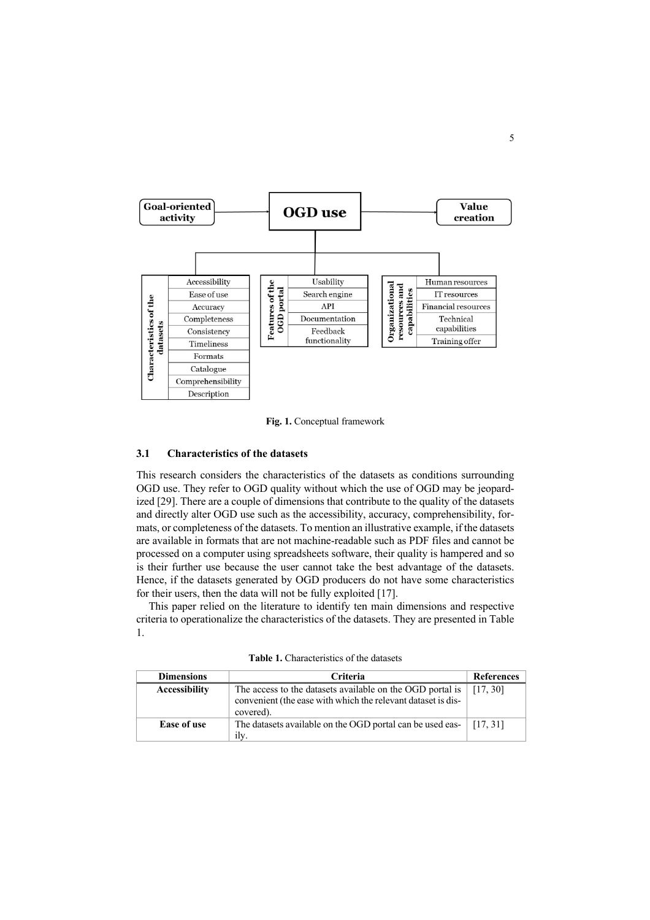Fig. 1. Conceptual framework

### 3.1 Characteristics of the datasets

This research considers the characteristics of the datasets as conditions surrounding OGD use. They refer to OGD quality without which the use of OGD may be jeopardized [29]. There are a couple of dimensions that contribute to the quality of the datasets and directly alter OGD use such as the accessibility, accuracy, comprehensibility, formats, or completeness of the datasets. To mention an illustrative example, if the datasets are available in formats that are not machine-readable such as PDF files and cannot be processed on a computer using spreadsheets software, their quality is hampered and so is their further use because the user cannot take the best advantage of the datasets. Hence, if the datasets generated by OGD producers do not have some characteristics for their users, then the data will not be fully exploited [17].

This paper relied on the literature to identify ten main dimensions and respective criteria to operationalize the characteristics of the datasets. They are presented in Table 1.

**Table 1.** Characteristics of the datasets

| Dimensions | Criteria | References |
| --- | --- | --- |
| **Accessibility** | The access to the datasets available on the OGD portal is convenient (the ease with which the relevant dataset is discovered). | [17, 30] |
| **Ease of use** | The datasets available on the OGD portal can be used easily. | [17, 31] |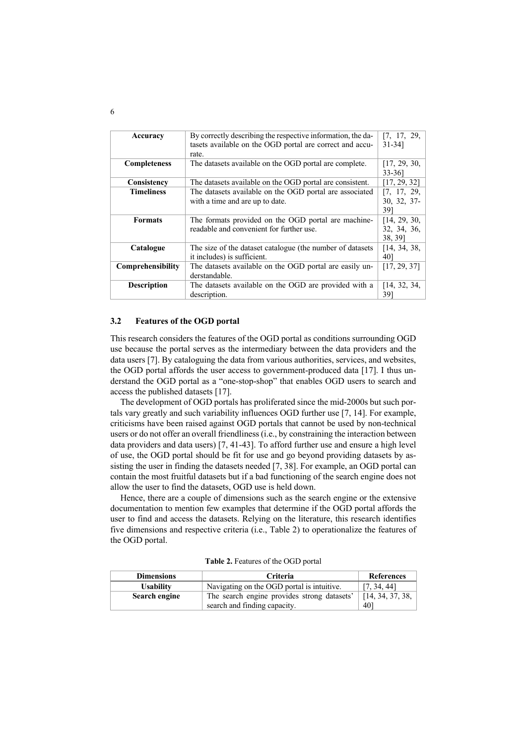| | | |
|---|---|---|
| **Accuracy** | By correctly describing the respective information, the datasets available on the OGD portal are correct and accurate. | [7, 17, 29, 31-34] |
| **Completeness** | The datasets available on the OGD portal are complete. | [17, 29, 30, 33-36] |
| **Consistency** | The datasets available on the OGD portal are consistent. | [17, 29, 32] |
| **Timeliness** | The datasets available on the OGD portal are associated with a time and are up to date. | [7, 17, 29, 30, 32, 37-39] |
| **Formats** | The formats provided on the OGD portal are machine-readable and convenient for further use. | [14, 29, 30, 32, 34, 36, 38, 39] |
| **Catalogue** | The size of the dataset catalogue (the number of datasets it includes) is sufficient. | [14, 34, 38, 40] |
| **Comprehensibility** | The datasets available on the OGD portal are easily understandable. | [17, 29, 37] |
| **Description** | The datasets available on the OGD are provided with a description. | [14, 32, 34, 39] |

### 3.2 Features of the OGD portal

This research considers the features of the OGD portal as conditions surrounding OGD use because the portal serves as the intermediary between the data providers and the data users [7]. By cataloguing the data from various authorities, services, and websites, the OGD portal affords the user access to government-produced data [17]. I thus understand the OGD portal as a "one-stop-shop" that enables OGD users to search and access the published datasets [17].

The development of OGD portals has proliferated since the mid-2000s but such portals vary greatly and such variability influences OGD further use [7, 14]. For example, criticisms have been raised against OGD portals that cannot be used by non-technical users or do not offer an overall friendliness (i.e., by constraining the interaction between data providers and data users) [7, 41-43]. To afford further use and ensure a high level of use, the OGD portal should be fit for use and go beyond providing datasets by assisting the user in finding the datasets needed [7, 38]. For example, an OGD portal can contain the most fruitful datasets but if a bad functioning of the search engine does not allow the user to find the datasets, OGD use is held down.

Hence, there are a couple of dimensions such as the search engine or the extensive documentation to mention few examples that determine if the OGD portal affords the user to find and access the datasets. Relying on the literature, this research identifies five dimensions and respective criteria (i.e., Table 2) to operationalize the features of the OGD portal.

**Table 2.** Features of the OGD portal

| Dimensions | Criteria | References |
|---|---|---|
| **Usability** | Navigating on the OGD portal is intuitive. | [7, 34, 44] |
| **Search engine** | The search engine provides strong datasets' search and finding capacity. | [14, 34, 37, 38, 40] |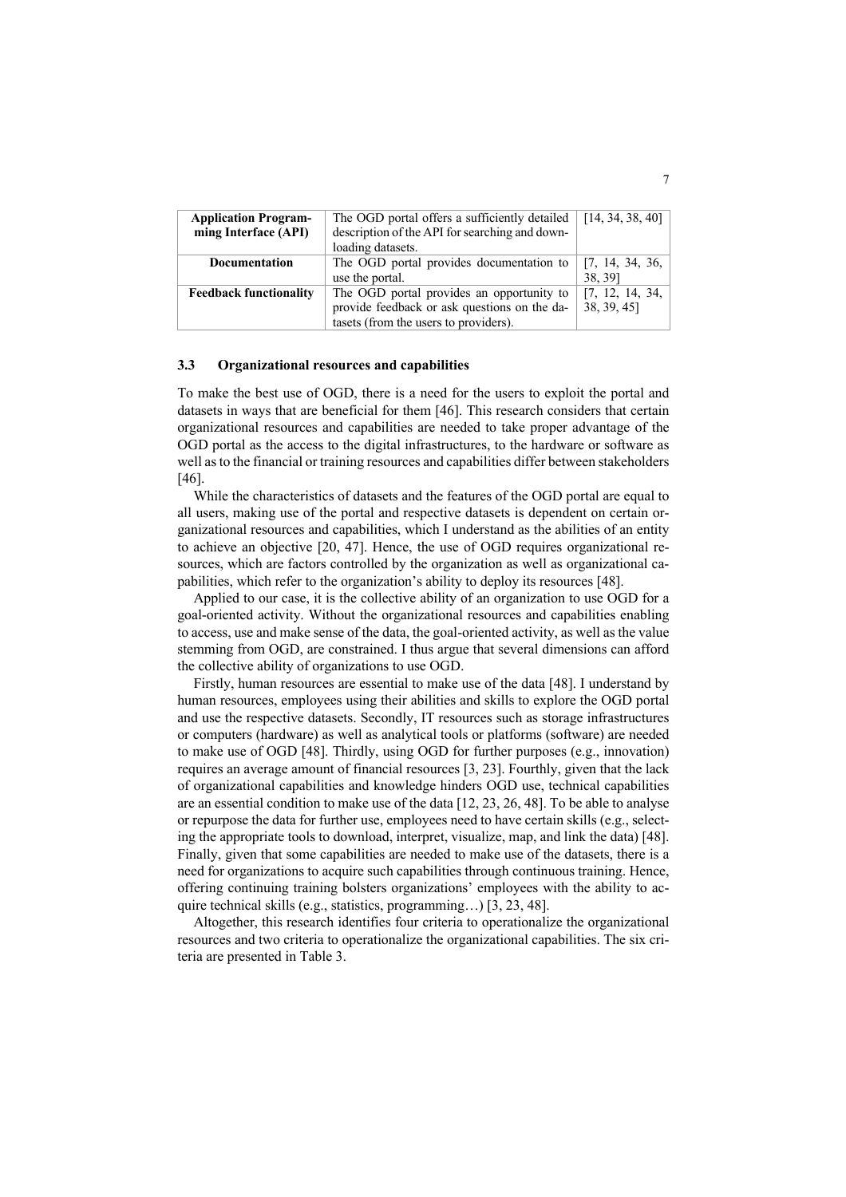| **Application Programming Interface (API)** | The OGD portal offers a sufficiently detailed description of the API for searching and downloading datasets. | [14, 34, 38, 40] |
|---|---|---|
| **Documentation** | The OGD portal provides documentation to use the portal. | [7, 14, 34, 36, 38, 39] |
| **Feedback functionality** | The OGD portal provides an opportunity to provide feedback or ask questions on the datasets (from the users to providers). | [7, 12, 14, 34, 38, 39, 45] |

### 3.3 Organizational resources and capabilities

To make the best use of OGD, there is a need for the users to exploit the portal and datasets in ways that are beneficial for them [46]. This research considers that certain organizational resources and capabilities are needed to take proper advantage of the OGD portal as the access to the digital infrastructures, to the hardware or software as well as to the financial or training resources and capabilities differ between stakeholders [46].

While the characteristics of datasets and the features of the OGD portal are equal to all users, making use of the portal and respective datasets is dependent on certain organizational resources and capabilities, which I understand as the abilities of an entity to achieve an objective [20, 47]. Hence, the use of OGD requires organizational resources, which are factors controlled by the organization as well as organizational capabilities, which refer to the organization's ability to deploy its resources [48].

Applied to our case, it is the collective ability of an organization to use OGD for a goal-oriented activity. Without the organizational resources and capabilities enabling to access, use and make sense of the data, the goal-oriented activity, as well as the value stemming from OGD, are constrained. I thus argue that several dimensions can afford the collective ability of organizations to use OGD.

Firstly, human resources are essential to make use of the data [48]. I understand by human resources, employees using their abilities and skills to explore the OGD portal and use the respective datasets. Secondly, IT resources such as storage infrastructures or computers (hardware) as well as analytical tools or platforms (software) are needed to make use of OGD [48]. Thirdly, using OGD for further purposes (e.g., innovation) requires an average amount of financial resources [3, 23]. Fourthly, given that the lack of organizational capabilities and knowledge hinders OGD use, technical capabilities are an essential condition to make use of the data [12, 23, 26, 48]. To be able to analyse or repurpose the data for further use, employees need to have certain skills (e.g., selecting the appropriate tools to download, interpret, visualize, map, and link the data) [48]. Finally, given that some capabilities are needed to make use of the datasets, there is a need for organizations to acquire such capabilities through continuous training. Hence, offering continuing training bolsters organizations' employees with the ability to acquire technical skills (e.g., statistics, programming…) [3, 23, 48].

Altogether, this research identifies four criteria to operationalize the organizational resources and two criteria to operationalize the organizational capabilities. The six criteria are presented in Table 3.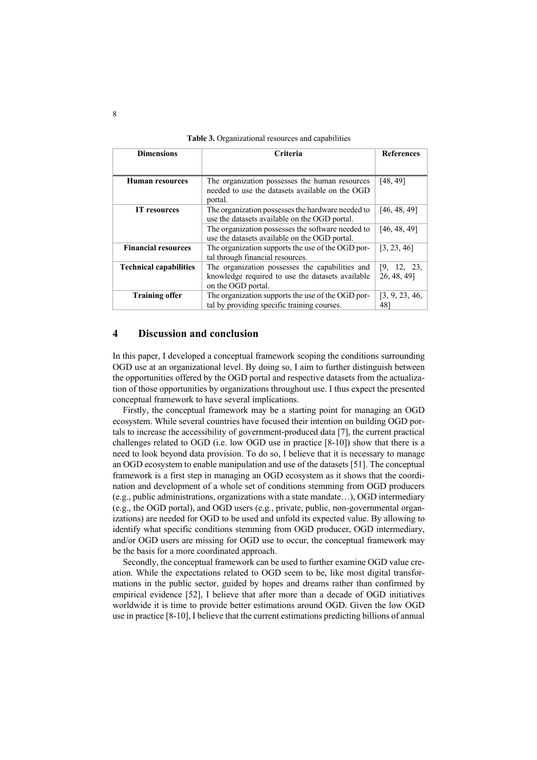**Table 3.** Organizational resources and capabilities

| Dimensions | Criteria | References |
|---|---|---|
| **Human resources** | The organization possesses the human resources needed to use the datasets available on the OGD portal. | [48, 49] |
| **IT resources** | The organization possesses the hardware needed to use the datasets available on the OGD portal. | [46, 48, 49] |
| | The organization possesses the software needed to use the datasets available on the OGD portal. | [46, 48, 49] |
| **Financial resources** | The organization supports the use of the OGD portal through financial resources. | [3, 23, 46] |
| **Technical capabilities** | The organization possesses the capabilities and knowledge required to use the datasets available on the OGD portal. | [9, 12, 23, 26, 48, 49] |
| **Training offer** | The organization supports the use of the OGD portal by providing specific training courses. | [3, 9, 23, 46, 48] |

## 4 Discussion and conclusion

In this paper, I developed a conceptual framework scoping the conditions surrounding OGD use at an organizational level. By doing so, I aim to further distinguish between the opportunities offered by the OGD portal and respective datasets from the actualization of those opportunities by organizations throughout use. I thus expect the presented conceptual framework to have several implications.

Firstly, the conceptual framework may be a starting point for managing an OGD ecosystem. While several countries have focused their intention on building OGD portals to increase the accessibility of government-produced data [7], the current practical challenges related to OGD (i.e. low OGD use in practice [8-10]) show that there is a need to look beyond data provision. To do so, I believe that it is necessary to manage an OGD ecosystem to enable manipulation and use of the datasets [51]. The conceptual framework is a first step in managing an OGD ecosystem as it shows that the coordination and development of a whole set of conditions stemming from OGD producers (e.g., public administrations, organizations with a state mandate…), OGD intermediary (e.g., the OGD portal), and OGD users (e.g., private, public, non-governmental organizations) are needed for OGD to be used and unfold its expected value. By allowing to identify what specific conditions stemming from OGD producer, OGD intermediary, and/or OGD users are missing for OGD use to occur, the conceptual framework may be the basis for a more coordinated approach.

Secondly, the conceptual framework can be used to further examine OGD value creation. While the expectations related to OGD seem to be, like most digital transformations in the public sector, guided by hopes and dreams rather than confirmed by empirical evidence [52], I believe that after more than a decade of OGD initiatives worldwide it is time to provide better estimations around OGD. Given the low OGD use in practice [8-10], I believe that the current estimations predicting billions of annual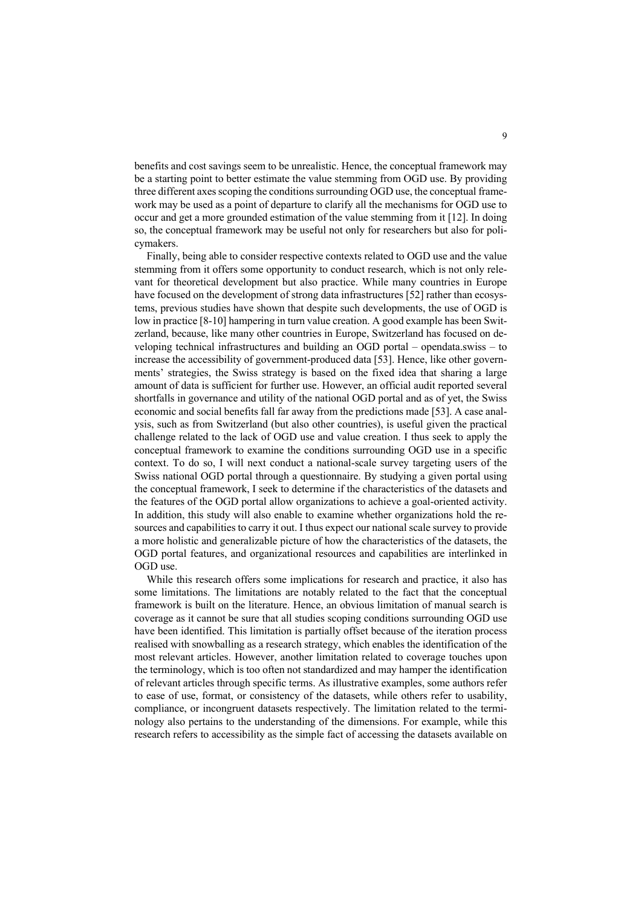benefits and cost savings seem to be unrealistic. Hence, the conceptual framework may be a starting point to better estimate the value stemming from OGD use. By providing three different axes scoping the conditions surrounding OGD use, the conceptual framework may be used as a point of departure to clarify all the mechanisms for OGD use to occur and get a more grounded estimation of the value stemming from it [12]. In doing so, the conceptual framework may be useful not only for researchers but also for policymakers.

Finally, being able to consider respective contexts related to OGD use and the value stemming from it offers some opportunity to conduct research, which is not only relevant for theoretical development but also practice. While many countries in Europe have focused on the development of strong data infrastructures [52] rather than ecosystems, previous studies have shown that despite such developments, the use of OGD is low in practice [8-10] hampering in turn value creation. A good example has been Switzerland, because, like many other countries in Europe, Switzerland has focused on developing technical infrastructures and building an OGD portal – opendata.swiss – to increase the accessibility of government-produced data [53]. Hence, like other governments' strategies, the Swiss strategy is based on the fixed idea that sharing a large amount of data is sufficient for further use. However, an official audit reported several shortfalls in governance and utility of the national OGD portal and as of yet, the Swiss economic and social benefits fall far away from the predictions made [53]. A case analysis, such as from Switzerland (but also other countries), is useful given the practical challenge related to the lack of OGD use and value creation. I thus seek to apply the conceptual framework to examine the conditions surrounding OGD use in a specific context. To do so, I will next conduct a national-scale survey targeting users of the Swiss national OGD portal through a questionnaire. By studying a given portal using the conceptual framework, I seek to determine if the characteristics of the datasets and the features of the OGD portal allow organizations to achieve a goal-oriented activity. In addition, this study will also enable to examine whether organizations hold the resources and capabilities to carry it out. I thus expect our national scale survey to provide a more holistic and generalizable picture of how the characteristics of the datasets, the OGD portal features, and organizational resources and capabilities are interlinked in OGD use.

While this research offers some implications for research and practice, it also has some limitations. The limitations are notably related to the fact that the conceptual framework is built on the literature. Hence, an obvious limitation of manual search is coverage as it cannot be sure that all studies scoping conditions surrounding OGD use have been identified. This limitation is partially offset because of the iteration process realised with snowballing as a research strategy, which enables the identification of the most relevant articles. However, another limitation related to coverage touches upon the terminology, which is too often not standardized and may hamper the identification of relevant articles through specific terms. As illustrative examples, some authors refer to ease of use, format, or consistency of the datasets, while others refer to usability, compliance, or incongruent datasets respectively. The limitation related to the terminology also pertains to the understanding of the dimensions. For example, while this research refers to accessibility as the simple fact of accessing the datasets available on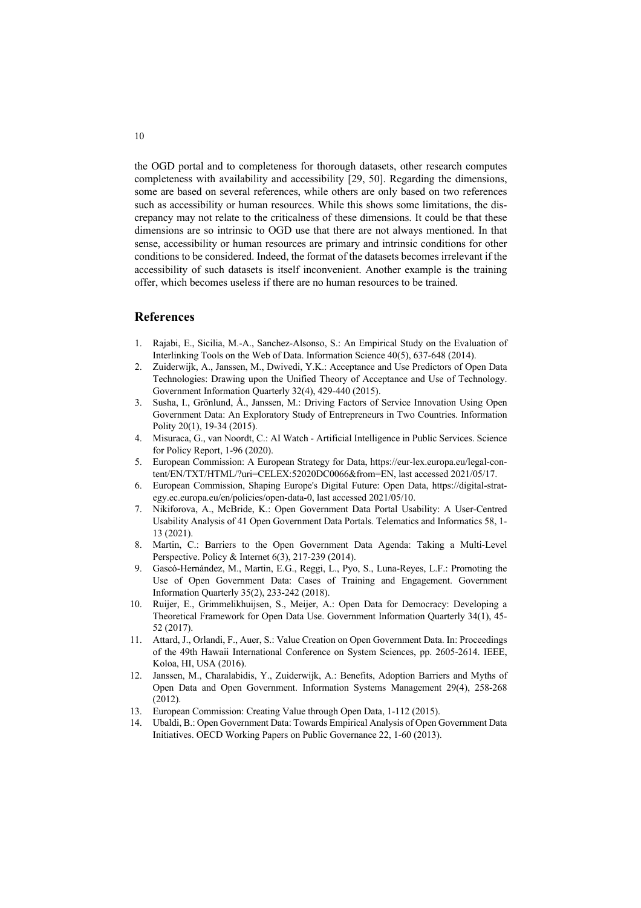the OGD portal and to completeness for thorough datasets, other research computes completeness with availability and accessibility [29, 50]. Regarding the dimensions, some are based on several references, while others are only based on two references such as accessibility or human resources. While this shows some limitations, the discrepancy may not relate to the criticalness of these dimensions. It could be that these dimensions are so intrinsic to OGD use that there are not always mentioned. In that sense, accessibility or human resources are primary and intrinsic conditions for other conditions to be considered. Indeed, the format of the datasets becomes irrelevant if the accessibility of such datasets is itself inconvenient. Another example is the training offer, which becomes useless if there are no human resources to be trained.

## References

1. Rajabi, E., Sicilia, M.-A., Sanchez-Alsonso, S.: An Empirical Study on the Evaluation of Interlinking Tools on the Web of Data. Information Science 40(5), 637-648 (2014).
2. Zuiderwijk, A., Janssen, M., Dwivedi, Y.K.: Acceptance and Use Predictors of Open Data Technologies: Drawing upon the Unified Theory of Acceptance and Use of Technology. Government Information Quarterly 32(4), 429-440 (2015).
3. Susha, I., Grönlund, Å., Janssen, M.: Driving Factors of Service Innovation Using Open Government Data: An Exploratory Study of Entrepreneurs in Two Countries. Information Polity 20(1), 19-34 (2015).
4. Misuraca, G., van Noordt, C.: AI Watch - Artificial Intelligence in Public Services. Science for Policy Report, 1-96 (2020).
5. European Commission: A European Strategy for Data, https://eur-lex.europa.eu/legal-content/EN/TXT/HTML/?uri=CELEX:52020DC0066&from=EN, last accessed 2021/05/17.
6. European Commission, Shaping Europe's Digital Future: Open Data, https://digital-strategy.ec.europa.eu/en/policies/open-data-0, last accessed 2021/05/10.
7. Nikiforova, A., McBride, K.: Open Government Data Portal Usability: A User-Centred Usability Analysis of 41 Open Government Data Portals. Telematics and Informatics 58, 1-13 (2021).
8. Martin, C.: Barriers to the Open Government Data Agenda: Taking a Multi-Level Perspective. Policy & Internet 6(3), 217-239 (2014).
9. Gascó-Hernández, M., Martin, E.G., Reggi, L., Pyo, S., Luna-Reyes, L.F.: Promoting the Use of Open Government Data: Cases of Training and Engagement. Government Information Quarterly 35(2), 233-242 (2018).
10. Ruijer, E., Grimmelikhuijsen, S., Meijer, A.: Open Data for Democracy: Developing a Theoretical Framework for Open Data Use. Government Information Quarterly 34(1), 45-52 (2017).
11. Attard, J., Orlandi, F., Auer, S.: Value Creation on Open Government Data. In: Proceedings of the 49th Hawaii International Conference on System Sciences, pp. 2605-2614. IEEE, Koloa, HI, USA (2016).
12. Janssen, M., Charalabidis, Y., Zuiderwijk, A.: Benefits, Adoption Barriers and Myths of Open Data and Open Government. Information Systems Management 29(4), 258-268 (2012).
13. European Commission: Creating Value through Open Data, 1-112 (2015).
14. Ubaldi, B.: Open Government Data: Towards Empirical Analysis of Open Government Data Initiatives. OECD Working Papers on Public Governance 22, 1-60 (2013).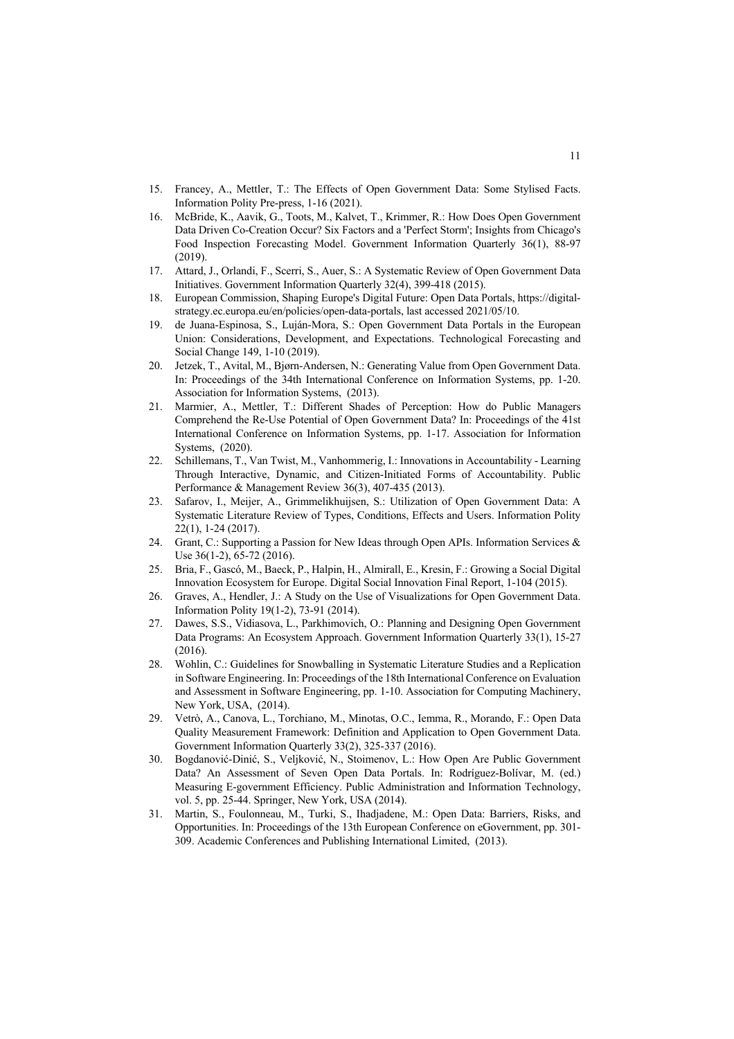15. Francey, A., Mettler, T.: The Effects of Open Government Data: Some Stylised Facts. Information Polity Pre-press, 1-16 (2021).
16. McBride, K., Aavik, G., Toots, M., Kalvet, T., Krimmer, R.: How Does Open Government Data Driven Co-Creation Occur? Six Factors and a 'Perfect Storm'; Insights from Chicago's Food Inspection Forecasting Model. Government Information Quarterly 36(1), 88-97 (2019).
17. Attard, J., Orlandi, F., Scerri, S., Auer, S.: A Systematic Review of Open Government Data Initiatives. Government Information Quarterly 32(4), 399-418 (2015).
18. European Commission, Shaping Europe's Digital Future: Open Data Portals, https://digital-strategy.ec.europa.eu/en/policies/open-data-portals, last accessed 2021/05/10.
19. de Juana-Espinosa, S., Luján-Mora, S.: Open Government Data Portals in the European Union: Considerations, Development, and Expectations. Technological Forecasting and Social Change 149, 1-10 (2019).
20. Jetzek, T., Avital, M., Bjørn-Andersen, N.: Generating Value from Open Government Data. In: Proceedings of the 34th International Conference on Information Systems, pp. 1-20. Association for Information Systems, (2013).
21. Marmier, A., Mettler, T.: Different Shades of Perception: How do Public Managers Comprehend the Re-Use Potential of Open Government Data? In: Proceedings of the 41st International Conference on Information Systems, pp. 1-17. Association for Information Systems, (2020).
22. Schillemans, T., Van Twist, M., Vanhommerig, I.: Innovations in Accountability - Learning Through Interactive, Dynamic, and Citizen-Initiated Forms of Accountability. Public Performance & Management Review 36(3), 407-435 (2013).
23. Safarov, I., Meijer, A., Grimmelikhuijsen, S.: Utilization of Open Government Data: A Systematic Literature Review of Types, Conditions, Effects and Users. Information Polity 22(1), 1-24 (2017).
24. Grant, C.: Supporting a Passion for New Ideas through Open APIs. Information Services & Use 36(1-2), 65-72 (2016).
25. Bria, F., Gascó, M., Baeck, P., Halpin, H., Almirall, E., Kresin, F.: Growing a Social Digital Innovation Ecosystem for Europe. Digital Social Innovation Final Report, 1-104 (2015).
26. Graves, A., Hendler, J.: A Study on the Use of Visualizations for Open Government Data. Information Polity 19(1-2), 73-91 (2014).
27. Dawes, S.S., Vidiasova, L., Parkhimovich, O.: Planning and Designing Open Government Data Programs: An Ecosystem Approach. Government Information Quarterly 33(1), 15-27 (2016).
28. Wohlin, C.: Guidelines for Snowballing in Systematic Literature Studies and a Replication in Software Engineering. In: Proceedings of the 18th International Conference on Evaluation and Assessment in Software Engineering, pp. 1-10. Association for Computing Machinery, New York, USA, (2014).
29. Vetrò, A., Canova, L., Torchiano, M., Minotas, O.C., Iemma, R., Morando, F.: Open Data Quality Measurement Framework: Definition and Application to Open Government Data. Government Information Quarterly 33(2), 325-337 (2016).
30. Bogdanović-Dinić, S., Veljković, N., Stoimenov, L.: How Open Are Public Government Data? An Assessment of Seven Open Data Portals. In: Rodríguez-Bolívar, M. (ed.) Measuring E-government Efficiency. Public Administration and Information Technology, vol. 5, pp. 25-44. Springer, New York, USA (2014).
31. Martin, S., Foulonneau, M., Turki, S., Ihadjadene, M.: Open Data: Barriers, Risks, and Opportunities. In: Proceedings of the 13th European Conference on eGovernment, pp. 301-309. Academic Conferences and Publishing International Limited, (2013).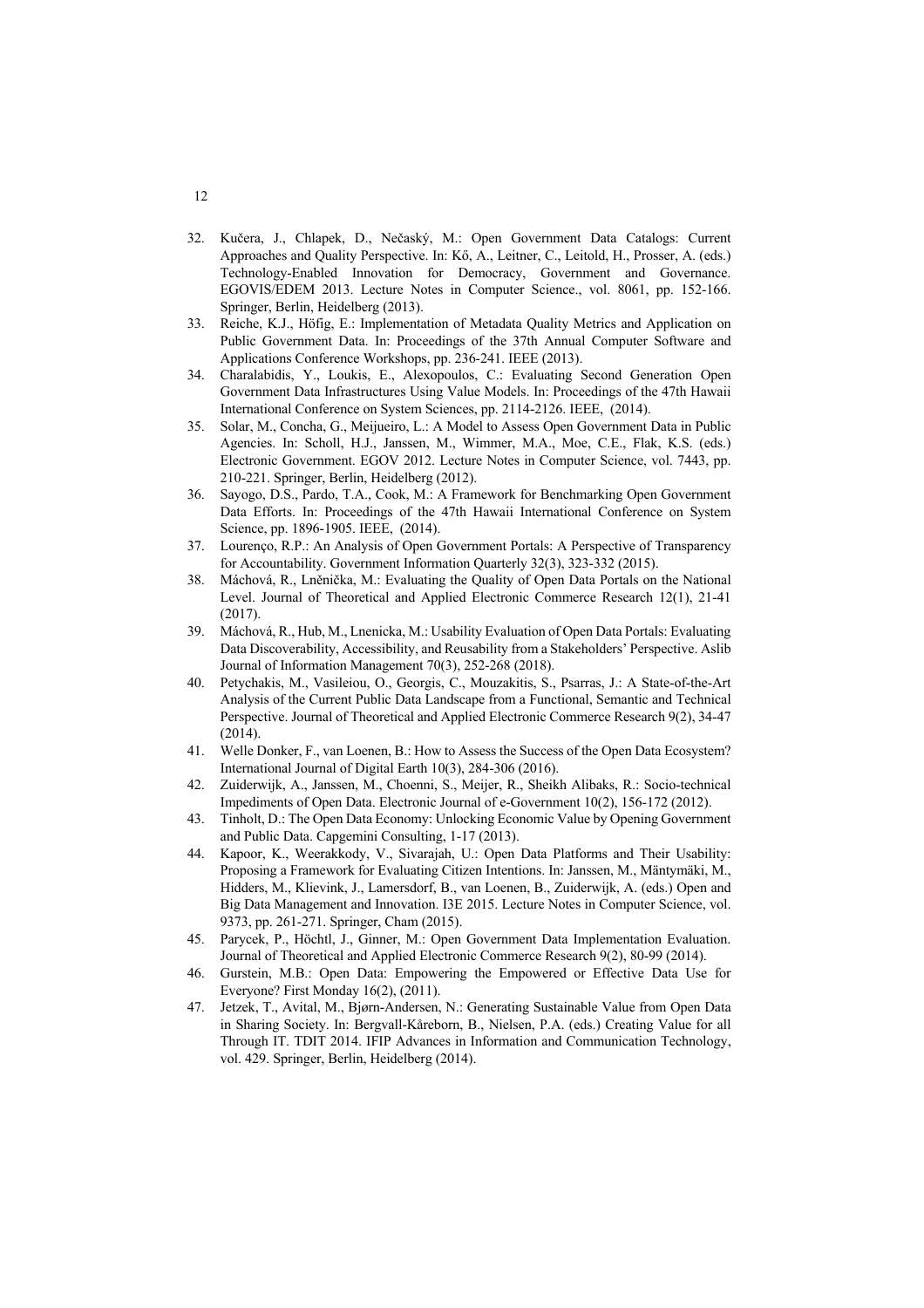32. Kučera, J., Chlapek, D., Nečaský, M.: Open Government Data Catalogs: Current Approaches and Quality Perspective. In: Kő, A., Leitner, C., Leitold, H., Prosser, A. (eds.) Technology-Enabled Innovation for Democracy, Government and Governance. EGOVIS/EDEM 2013. Lecture Notes in Computer Science., vol. 8061, pp. 152-166. Springer, Berlin, Heidelberg (2013).
33. Reiche, K.J., Höfig, E.: Implementation of Metadata Quality Metrics and Application on Public Government Data. In: Proceedings of the 37th Annual Computer Software and Applications Conference Workshops, pp. 236-241. IEEE (2013).
34. Charalabidis, Y., Loukis, E., Alexopoulos, C.: Evaluating Second Generation Open Government Data Infrastructures Using Value Models. In: Proceedings of the 47th Hawaii International Conference on System Sciences, pp. 2114-2126. IEEE, (2014).
35. Solar, M., Concha, G., Meijueiro, L.: A Model to Assess Open Government Data in Public Agencies. In: Scholl, H.J., Janssen, M., Wimmer, M.A., Moe, C.E., Flak, K.S. (eds.) Electronic Government. EGOV 2012. Lecture Notes in Computer Science, vol. 7443, pp. 210-221. Springer, Berlin, Heidelberg (2012).
36. Sayogo, D.S., Pardo, T.A., Cook, M.: A Framework for Benchmarking Open Government Data Efforts. In: Proceedings of the 47th Hawaii International Conference on System Science, pp. 1896-1905. IEEE, (2014).
37. Lourenço, R.P.: An Analysis of Open Government Portals: A Perspective of Transparency for Accountability. Government Information Quarterly 32(3), 323-332 (2015).
38. Máchová, R., Lněnička, M.: Evaluating the Quality of Open Data Portals on the National Level. Journal of Theoretical and Applied Electronic Commerce Research 12(1), 21-41 (2017).
39. Máchová, R., Hub, M., Lnenicka, M.: Usability Evaluation of Open Data Portals: Evaluating Data Discoverability, Accessibility, and Reusability from a Stakeholders' Perspective. Aslib Journal of Information Management 70(3), 252-268 (2018).
40. Petychakis, M., Vasileiou, O., Georgis, C., Mouzakitis, S., Psarras, J.: A State-of-the-Art Analysis of the Current Public Data Landscape from a Functional, Semantic and Technical Perspective. Journal of Theoretical and Applied Electronic Commerce Research 9(2), 34-47 (2014).
41. Welle Donker, F., van Loenen, B.: How to Assess the Success of the Open Data Ecosystem? International Journal of Digital Earth 10(3), 284-306 (2016).
42. Zuiderwijk, A., Janssen, M., Choenni, S., Meijer, R., Sheikh Alibaks, R.: Socio-technical Impediments of Open Data. Electronic Journal of e-Government 10(2), 156-172 (2012).
43. Tinholt, D.: The Open Data Economy: Unlocking Economic Value by Opening Government and Public Data. Capgemini Consulting, 1-17 (2013).
44. Kapoor, K., Weerakkody, V., Sivarajah, U.: Open Data Platforms and Their Usability: Proposing a Framework for Evaluating Citizen Intentions. In: Janssen, M., Mäntymäki, M., Hidders, M., Klievink, J., Lamersdorf, B., van Loenen, B., Zuiderwijk, A. (eds.) Open and Big Data Management and Innovation. I3E 2015. Lecture Notes in Computer Science, vol. 9373, pp. 261-271. Springer, Cham (2015).
45. Parycek, P., Höchtl, J., Ginner, M.: Open Government Data Implementation Evaluation. Journal of Theoretical and Applied Electronic Commerce Research 9(2), 80-99 (2014).
46. Gurstein, M.B.: Open Data: Empowering the Empowered or Effective Data Use for Everyone? First Monday 16(2), (2011).
47. Jetzek, T., Avital, M., Bjørn-Andersen, N.: Generating Sustainable Value from Open Data in Sharing Society. In: Bergvall-Kåreborn, B., Nielsen, P.A. (eds.) Creating Value for all Through IT. TDIT 2014. IFIP Advances in Information and Communication Technology, vol. 429. Springer, Berlin, Heidelberg (2014).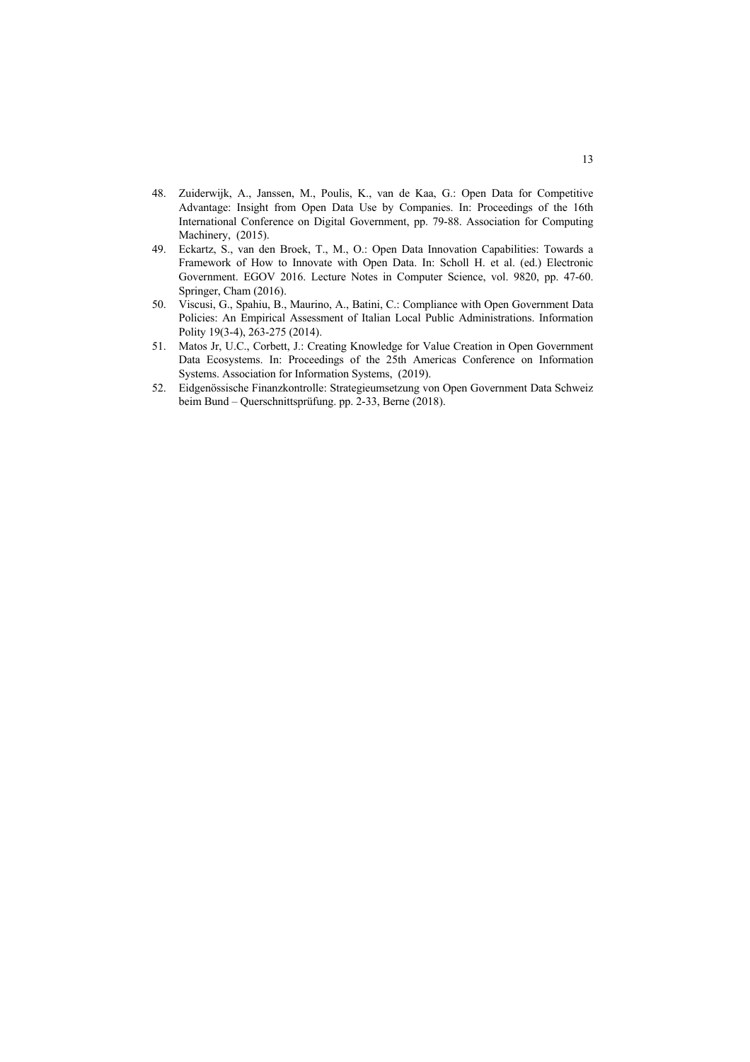48. Zuiderwijk, A., Janssen, M., Poulis, K., van de Kaa, G.: Open Data for Competitive Advantage: Insight from Open Data Use by Companies. In: Proceedings of the 16th International Conference on Digital Government, pp. 79-88. Association for Computing Machinery, (2015).
49. Eckartz, S., van den Broek, T., M., O.: Open Data Innovation Capabilities: Towards a Framework of How to Innovate with Open Data. In: Scholl H. et al. (ed.) Electronic Government. EGOV 2016. Lecture Notes in Computer Science, vol. 9820, pp. 47-60. Springer, Cham (2016).
50. Viscusi, G., Spahiu, B., Maurino, A., Batini, C.: Compliance with Open Government Data Policies: An Empirical Assessment of Italian Local Public Administrations. Information Polity 19(3-4), 263-275 (2014).
51. Matos Jr, U.C., Corbett, J.: Creating Knowledge for Value Creation in Open Government Data Ecosystems. In: Proceedings of the 25th Americas Conference on Information Systems. Association for Information Systems, (2019).
52. Eidgenössische Finanzkontrolle: Strategieumsetzung von Open Government Data Schweiz beim Bund – Querschnittsprüfung. pp. 2-33, Berne (2018).